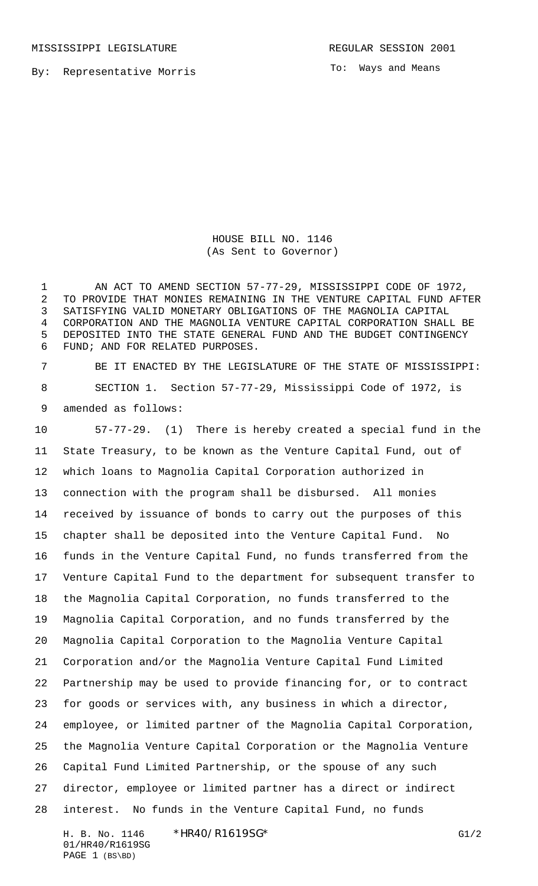MISSISSIPPI LEGISLATURE REGULAR SESSION 2001

By: Representative Morris

To: Ways and Means

HOUSE BILL NO. 1146
(As Sent to Governor)

AN ACT TO AMEND SECTION 57-77-29, MISSISSIPPI CODE OF 1972, TO PROVIDE THAT MONIES REMAINING IN THE VENTURE CAPITAL FUND AFTER SATISFYING VALID MONETARY OBLIGATIONS OF THE MAGNOLIA CAPITAL CORPORATION AND THE MAGNOLIA VENTURE CAPITAL CORPORATION SHALL BE DEPOSITED INTO THE STATE GENERAL FUND AND THE BUDGET CONTINGENCY FUND; AND FOR RELATED PURPOSES.

BE IT ENACTED BY THE LEGISLATURE OF THE STATE OF MISSISSIPPI:

SECTION 1. Section 57-77-29, Mississippi Code of 1972, is amended as follows:

57-77-29. (1) There is hereby created a special fund in the State Treasury, to be known as the Venture Capital Fund, out of which loans to Magnolia Capital Corporation authorized in connection with the program shall be disbursed. All monies received by issuance of bonds to carry out the purposes of this chapter shall be deposited into the Venture Capital Fund. No funds in the Venture Capital Fund, no funds transferred from the Venture Capital Fund to the department for subsequent transfer to the Magnolia Capital Corporation, no funds transferred to the Magnolia Capital Corporation, and no funds transferred by the Magnolia Capital Corporation to the Magnolia Venture Capital Corporation and/or the Magnolia Venture Capital Fund Limited Partnership may be used to provide financing for, or to contract for goods or services with, any business in which a director, employee, or limited partner of the Magnolia Capital Corporation, the Magnolia Venture Capital Corporation or the Magnolia Venture Capital Fund Limited Partnership, or the spouse of any such director, employee or limited partner has a direct or indirect interest. No funds in the Venture Capital Fund, no funds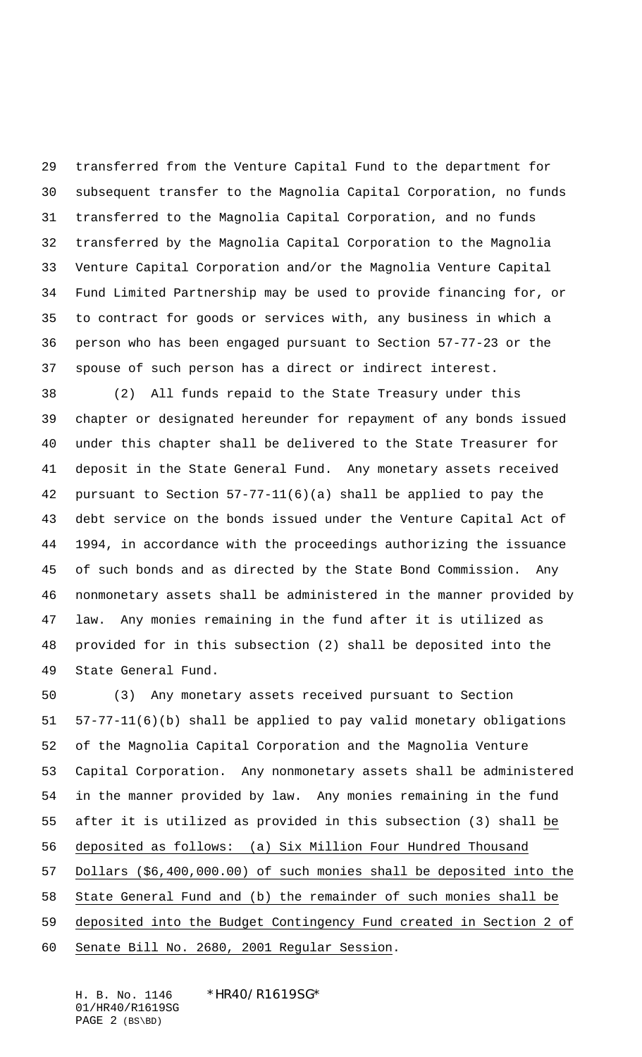transferred from the Venture Capital Fund to the department for subsequent transfer to the Magnolia Capital Corporation, no funds transferred to the Magnolia Capital Corporation, and no funds transferred by the Magnolia Capital Corporation to the Magnolia Venture Capital Corporation and/or the Magnolia Venture Capital Fund Limited Partnership may be used to provide financing for, or to contract for goods or services with, any business in which a person who has been engaged pursuant to Section 57-77-23 or the spouse of such person has a direct or indirect interest.

(2) All funds repaid to the State Treasury under this chapter or designated hereunder for repayment of any bonds issued under this chapter shall be delivered to the State Treasurer for deposit in the State General Fund. Any monetary assets received pursuant to Section 57-77-11(6)(a) shall be applied to pay the debt service on the bonds issued under the Venture Capital Act of 1994, in accordance with the proceedings authorizing the issuance of such bonds and as directed by the State Bond Commission. Any nonmonetary assets shall be administered in the manner provided by law. Any monies remaining in the fund after it is utilized as provided for in this subsection (2) shall be deposited into the State General Fund.

(3) Any monetary assets received pursuant to Section 57-77-11(6)(b) shall be applied to pay valid monetary obligations of the Magnolia Capital Corporation and the Magnolia Venture Capital Corporation. Any nonmonetary assets shall be administered in the manner provided by law. Any monies remaining in the fund after it is utilized as provided in this subsection (3) shall <u>be deposited as follows: (a) Six Million Four Hundred Thousand Dollars ($6,400,000.00) of such monies shall be deposited into the State General Fund and (b) the remainder of such monies shall be deposited into the Budget Contingency Fund created in Section 2 of Senate Bill No. 2680, 2001 Regular Session</u>.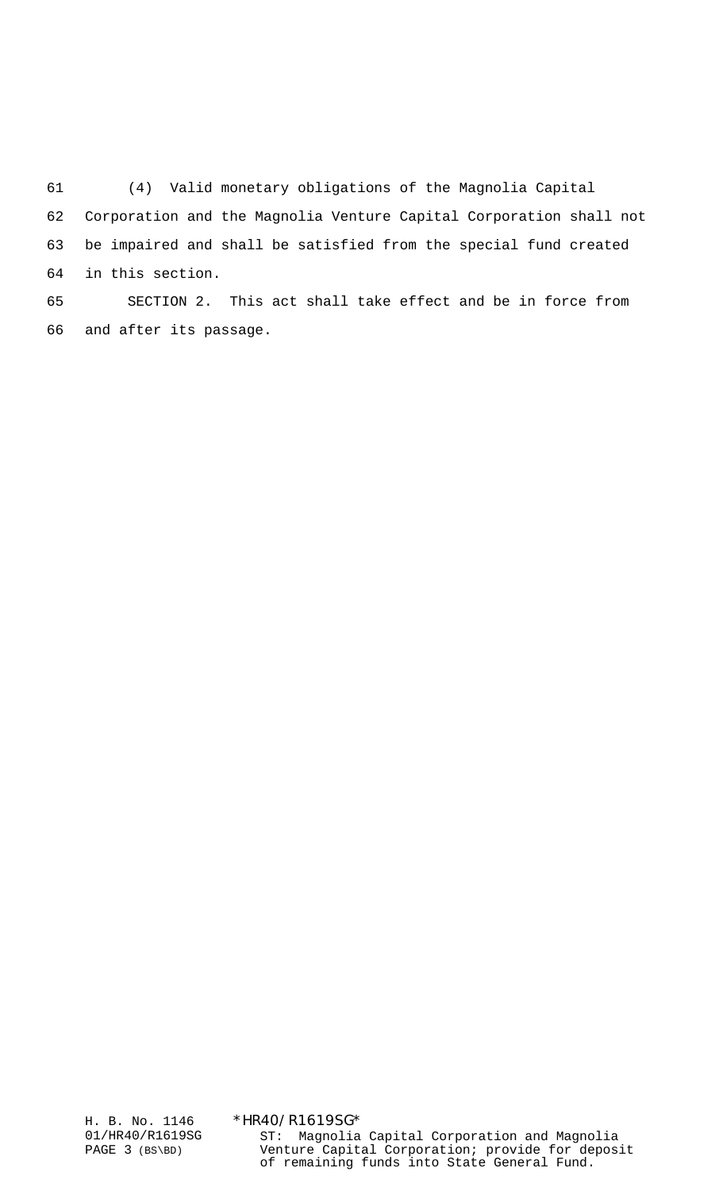(4) Valid monetary obligations of the Magnolia Capital Corporation and the Magnolia Venture Capital Corporation shall not be impaired and shall be satisfied from the special fund created in this section.

SECTION 2. This act shall take effect and be in force from and after its passage.